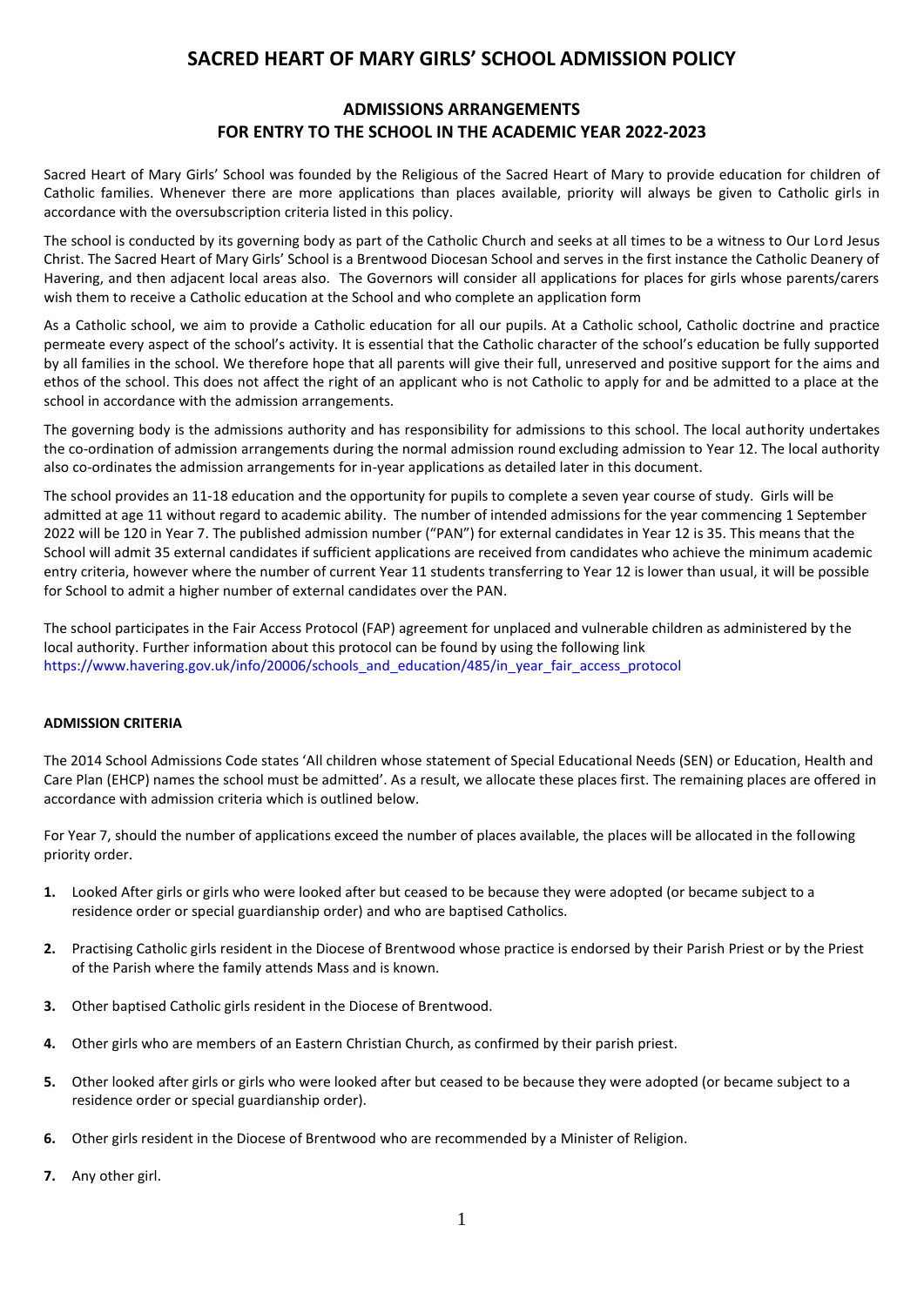# SACRED HEART OF MARY GIRLS' SCHOOL ADMISSION POLICY

## ADMISSIONS ARRANGEMENTS
## FOR ENTRY TO THE SCHOOL IN THE ACADEMIC YEAR 2022-2023

Sacred Heart of Mary Girls' School was founded by the Religious of the Sacred Heart of Mary to provide education for children of Catholic families. Whenever there are more applications than places available, priority will always be given to Catholic girls in accordance with the oversubscription criteria listed in this policy.

The school is conducted by its governing body as part of the Catholic Church and seeks at all times to be a witness to Our Lord Jesus Christ. The Sacred Heart of Mary Girls' School is a Brentwood Diocesan School and serves in the first instance the Catholic Deanery of Havering, and then adjacent local areas also. The Governors will consider all applications for places for girls whose parents/carers wish them to receive a Catholic education at the School and who complete an application form

As a Catholic school, we aim to provide a Catholic education for all our pupils. At a Catholic school, Catholic doctrine and practice permeate every aspect of the school's activity. It is essential that the Catholic character of the school's education be fully supported by all families in the school. We therefore hope that all parents will give their full, unreserved and positive support for the aims and ethos of the school. This does not affect the right of an applicant who is not Catholic to apply for and be admitted to a place at the school in accordance with the admission arrangements.

The governing body is the admissions authority and has responsibility for admissions to this school. The local authority undertakes the co-ordination of admission arrangements during the normal admission round excluding admission to Year 12. The local authority also co-ordinates the admission arrangements for in-year applications as detailed later in this document.

The school provides an 11-18 education and the opportunity for pupils to complete a seven year course of study. Girls will be admitted at age 11 without regard to academic ability. The number of intended admissions for the year commencing 1 September 2022 will be 120 in Year 7. The published admission number ("PAN") for external candidates in Year 12 is 35. This means that the School will admit 35 external candidates if sufficient applications are received from candidates who achieve the minimum academic entry criteria, however where the number of current Year 11 students transferring to Year 12 is lower than usual, it will be possible for School to admit a higher number of external candidates over the PAN.

The school participates in the Fair Access Protocol (FAP) agreement for unplaced and vulnerable children as administered by the local authority. Further information about this protocol can be found by using the following link https://www.havering.gov.uk/info/20006/schools_and_education/485/in_year_fair_access_protocol

**ADMISSION CRITERIA**

The 2014 School Admissions Code states 'All children whose statement of Special Educational Needs (SEN) or Education, Health and Care Plan (EHCP) names the school must be admitted'. As a result, we allocate these places first. The remaining places are offered in accordance with admission criteria which is outlined below.

For Year 7, should the number of applications exceed the number of places available, the places will be allocated in the following priority order.

1. Looked After girls or girls who were looked after but ceased to be because they were adopted (or became subject to a residence order or special guardianship order) and who are baptised Catholics.
2. Practising Catholic girls resident in the Diocese of Brentwood whose practice is endorsed by their Parish Priest or by the Priest of the Parish where the family attends Mass and is known.
3. Other baptised Catholic girls resident in the Diocese of Brentwood.
4. Other girls who are members of an Eastern Christian Church, as confirmed by their parish priest.
5. Other looked after girls or girls who were looked after but ceased to be because they were adopted (or became subject to a residence order or special guardianship order).
6. Other girls resident in the Diocese of Brentwood who are recommended by a Minister of Religion.
7. Any other girl.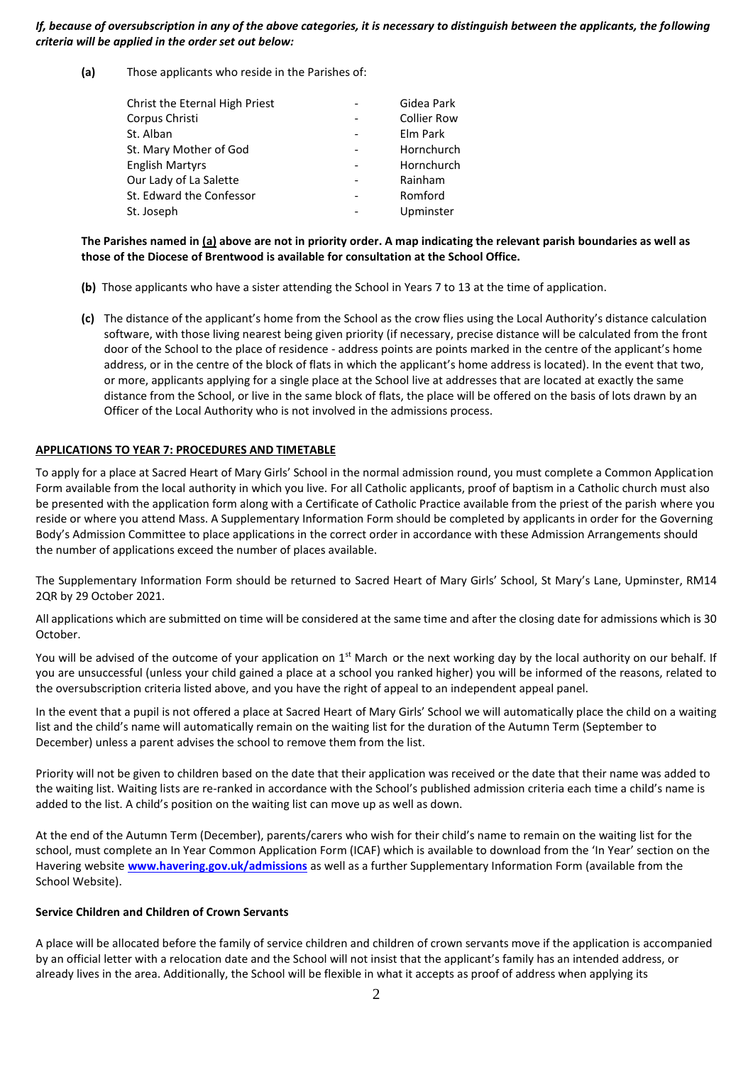***If, because of oversubscription in any of the above categories, it is necessary to distinguish between the applicants, the following criteria will be applied in the order set out below:***

**(a)** Those applicants who reside in the Parishes of:

| | | |
|---|---|---|
| Christ the Eternal High Priest | - | Gidea Park |
| Corpus Christi | - | Collier Row |
| St. Alban | - | Elm Park |
| St. Mary Mother of God | - | Hornchurch |
| English Martyrs | - | Hornchurch |
| Our Lady of La Salette | - | Rainham |
| St. Edward the Confessor | - | Romford |
| St. Joseph | - | Upminster |

**The Parishes named in (a) above are not in priority order. A map indicating the relevant parish boundaries as well as those of the Diocese of Brentwood is available for consultation at the School Office.**

**(b)** Those applicants who have a sister attending the School in Years 7 to 13 at the time of application.

**(c)** The distance of the applicant's home from the School as the crow flies using the Local Authority's distance calculation software, with those living nearest being given priority (if necessary, precise distance will be calculated from the front door of the School to the place of residence - address points are points marked in the centre of the applicant's home address, or in the centre of the block of flats in which the applicant's home address is located). In the event that two, or more, applicants applying for a single place at the School live at addresses that are located at exactly the same distance from the School, or live in the same block of flats, the place will be offered on the basis of lots drawn by an Officer of the Local Authority who is not involved in the admissions process.

## APPLICATIONS TO YEAR 7: PROCEDURES AND TIMETABLE

To apply for a place at Sacred Heart of Mary Girls' School in the normal admission round, you must complete a Common Application Form available from the local authority in which you live. For all Catholic applicants, proof of baptism in a Catholic church must also be presented with the application form along with a Certificate of Catholic Practice available from the priest of the parish where you reside or where you attend Mass. A Supplementary Information Form should be completed by applicants in order for the Governing Body's Admission Committee to place applications in the correct order in accordance with these Admission Arrangements should the number of applications exceed the number of places available.

The Supplementary Information Form should be returned to Sacred Heart of Mary Girls' School, St Mary's Lane, Upminster, RM14 2QR by 29 October 2021.

All applications which are submitted on time will be considered at the same time and after the closing date for admissions which is 30 October.

You will be advised of the outcome of your application on 1st March or the next working day by the local authority on our behalf. If you are unsuccessful (unless your child gained a place at a school you ranked higher) you will be informed of the reasons, related to the oversubscription criteria listed above, and you have the right of appeal to an independent appeal panel.

In the event that a pupil is not offered a place at Sacred Heart of Mary Girls' School we will automatically place the child on a waiting list and the child's name will automatically remain on the waiting list for the duration of the Autumn Term (September to December) unless a parent advises the school to remove them from the list.

Priority will not be given to children based on the date that their application was received or the date that their name was added to the waiting list. Waiting lists are re-ranked in accordance with the School's published admission criteria each time a child's name is added to the list. A child's position on the waiting list can move up as well as down.

At the end of the Autumn Term (December), parents/carers who wish for their child's name to remain on the waiting list for the school, must complete an In Year Common Application Form (ICAF) which is available to download from the 'In Year' section on the Havering website **www.havering.gov.uk/admissions** as well as a further Supplementary Information Form (available from the School Website).

### Service Children and Children of Crown Servants

A place will be allocated before the family of service children and children of crown servants move if the application is accompanied by an official letter with a relocation date and the School will not insist that the applicant's family has an intended address, or already lives in the area. Additionally, the School will be flexible in what it accepts as proof of address when applying its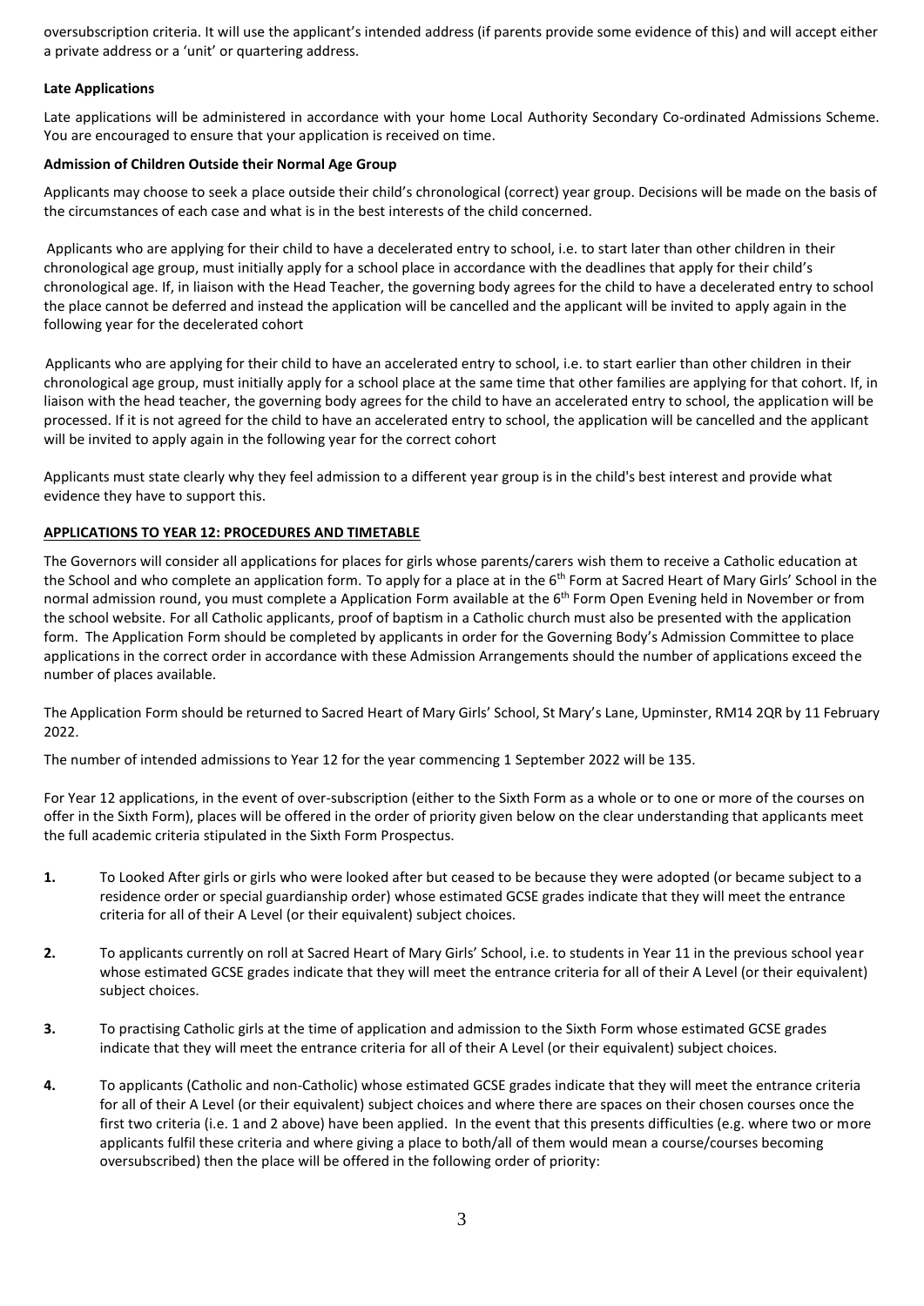oversubscription criteria. It will use the applicant's intended address (if parents provide some evidence of this) and will accept either a private address or a 'unit' or quartering address.

**Late Applications**

Late applications will be administered in accordance with your home Local Authority Secondary Co-ordinated Admissions Scheme. You are encouraged to ensure that your application is received on time.

**Admission of Children Outside their Normal Age Group**

Applicants may choose to seek a place outside their child's chronological (correct) year group. Decisions will be made on the basis of the circumstances of each case and what is in the best interests of the child concerned.

Applicants who are applying for their child to have a decelerated entry to school, i.e. to start later than other children in their chronological age group, must initially apply for a school place in accordance with the deadlines that apply for their child's chronological age. If, in liaison with the Head Teacher, the governing body agrees for the child to have a decelerated entry to school the place cannot be deferred and instead the application will be cancelled and the applicant will be invited to apply again in the following year for the decelerated cohort

Applicants who are applying for their child to have an accelerated entry to school, i.e. to start earlier than other children in their chronological age group, must initially apply for a school place at the same time that other families are applying for that cohort. If, in liaison with the head teacher, the governing body agrees for the child to have an accelerated entry to school, the application will be processed. If it is not agreed for the child to have an accelerated entry to school, the application will be cancelled and the applicant will be invited to apply again in the following year for the correct cohort

Applicants must state clearly why they feel admission to a different year group is in the child's best interest and provide what evidence they have to support this.

**APPLICATIONS TO YEAR 12: PROCEDURES AND TIMETABLE**

The Governors will consider all applications for places for girls whose parents/carers wish them to receive a Catholic education at the School and who complete an application form. To apply for a place at in the 6th Form at Sacred Heart of Mary Girls' School in the normal admission round, you must complete a Application Form available at the 6th Form Open Evening held in November or from the school website. For all Catholic applicants, proof of baptism in a Catholic church must also be presented with the application form. The Application Form should be completed by applicants in order for the Governing Body's Admission Committee to place applications in the correct order in accordance with these Admission Arrangements should the number of applications exceed the number of places available.

The Application Form should be returned to Sacred Heart of Mary Girls' School, St Mary's Lane, Upminster, RM14 2QR by 11 February 2022.

The number of intended admissions to Year 12 for the year commencing 1 September 2022 will be 135.

For Year 12 applications, in the event of over-subscription (either to the Sixth Form as a whole or to one or more of the courses on offer in the Sixth Form), places will be offered in the order of priority given below on the clear understanding that applicants meet the full academic criteria stipulated in the Sixth Form Prospectus.

1. To Looked After girls or girls who were looked after but ceased to be because they were adopted (or became subject to a residence order or special guardianship order) whose estimated GCSE grades indicate that they will meet the entrance criteria for all of their A Level (or their equivalent) subject choices.

2. To applicants currently on roll at Sacred Heart of Mary Girls' School, i.e. to students in Year 11 in the previous school year whose estimated GCSE grades indicate that they will meet the entrance criteria for all of their A Level (or their equivalent) subject choices.

3. To practising Catholic girls at the time of application and admission to the Sixth Form whose estimated GCSE grades indicate that they will meet the entrance criteria for all of their A Level (or their equivalent) subject choices.

4. To applicants (Catholic and non-Catholic) whose estimated GCSE grades indicate that they will meet the entrance criteria for all of their A Level (or their equivalent) subject choices and where there are spaces on their chosen courses once the first two criteria (i.e. 1 and 2 above) have been applied. In the event that this presents difficulties (e.g. where two or more applicants fulfil these criteria and where giving a place to both/all of them would mean a course/courses becoming oversubscribed) then the place will be offered in the following order of priority: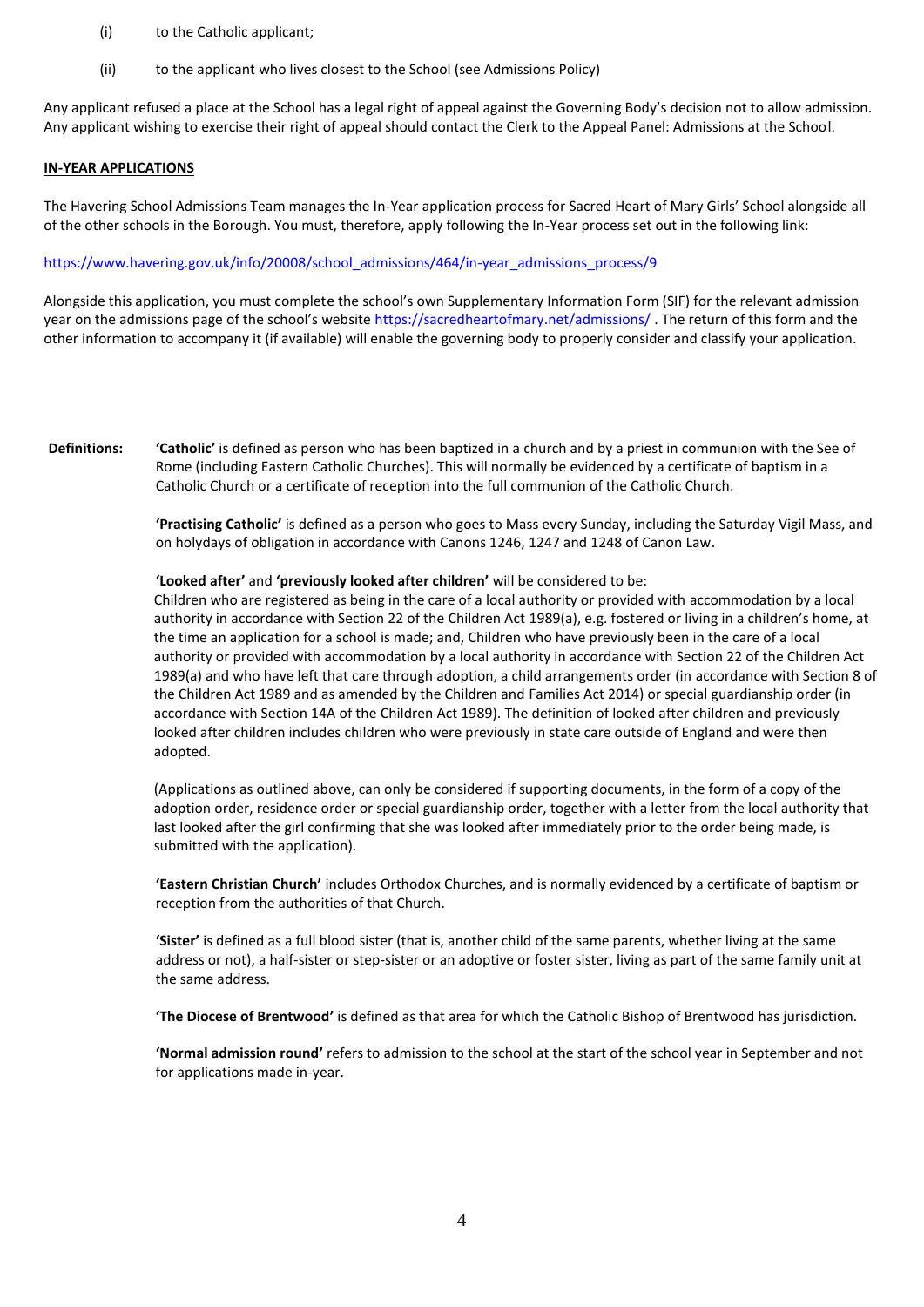(i) to the Catholic applicant;

(ii) to the applicant who lives closest to the School (see Admissions Policy)

Any applicant refused a place at the School has a legal right of appeal against the Governing Body's decision not to allow admission. Any applicant wishing to exercise their right of appeal should contact the Clerk to the Appeal Panel: Admissions at the School.

**IN-YEAR APPLICATIONS**

The Havering School Admissions Team manages the In-Year application process for Sacred Heart of Mary Girls' School alongside all of the other schools in the Borough. You must, therefore, apply following the In-Year process set out in the following link:

https://www.havering.gov.uk/info/20008/school_admissions/464/in-year_admissions_process/9

Alongside this application, you must complete the school's own Supplementary Information Form (SIF) for the relevant admission year on the admissions page of the school's website https://sacredheartofmary.net/admissions/ . The return of this form and the other information to accompany it (if available) will enable the governing body to properly consider and classify your application.

**Definitions:** **'Catholic'** is defined as person who has been baptized in a church and by a priest in communion with the See of Rome (including Eastern Catholic Churches). This will normally be evidenced by a certificate of baptism in a Catholic Church or a certificate of reception into the full communion of the Catholic Church.

**'Practising Catholic'** is defined as a person who goes to Mass every Sunday, including the Saturday Vigil Mass, and on holydays of obligation in accordance with Canons 1246, 1247 and 1248 of Canon Law.

**'Looked after'** and **'previously looked after children'** will be considered to be:
Children who are registered as being in the care of a local authority or provided with accommodation by a local authority in accordance with Section 22 of the Children Act 1989(a), e.g. fostered or living in a children's home, at the time an application for a school is made; and, Children who have previously been in the care of a local authority or provided with accommodation by a local authority in accordance with Section 22 of the Children Act 1989(a) and who have left that care through adoption, a child arrangements order (in accordance with Section 8 of the Children Act 1989 and as amended by the Children and Families Act 2014) or special guardianship order (in accordance with Section 14A of the Children Act 1989). The definition of looked after children and previously looked after children includes children who were previously in state care outside of England and were then adopted.

(Applications as outlined above, can only be considered if supporting documents, in the form of a copy of the adoption order, residence order or special guardianship order, together with a letter from the local authority that last looked after the girl confirming that she was looked after immediately prior to the order being made, is submitted with the application).

**'Eastern Christian Church'** includes Orthodox Churches, and is normally evidenced by a certificate of baptism or reception from the authorities of that Church.

**'Sister'** is defined as a full blood sister (that is, another child of the same parents, whether living at the same address or not), a half-sister or step-sister or an adoptive or foster sister, living as part of the same family unit at the same address.

**'The Diocese of Brentwood'** is defined as that area for which the Catholic Bishop of Brentwood has jurisdiction.

**'Normal admission round'** refers to admission to the school at the start of the school year in September and not for applications made in-year.